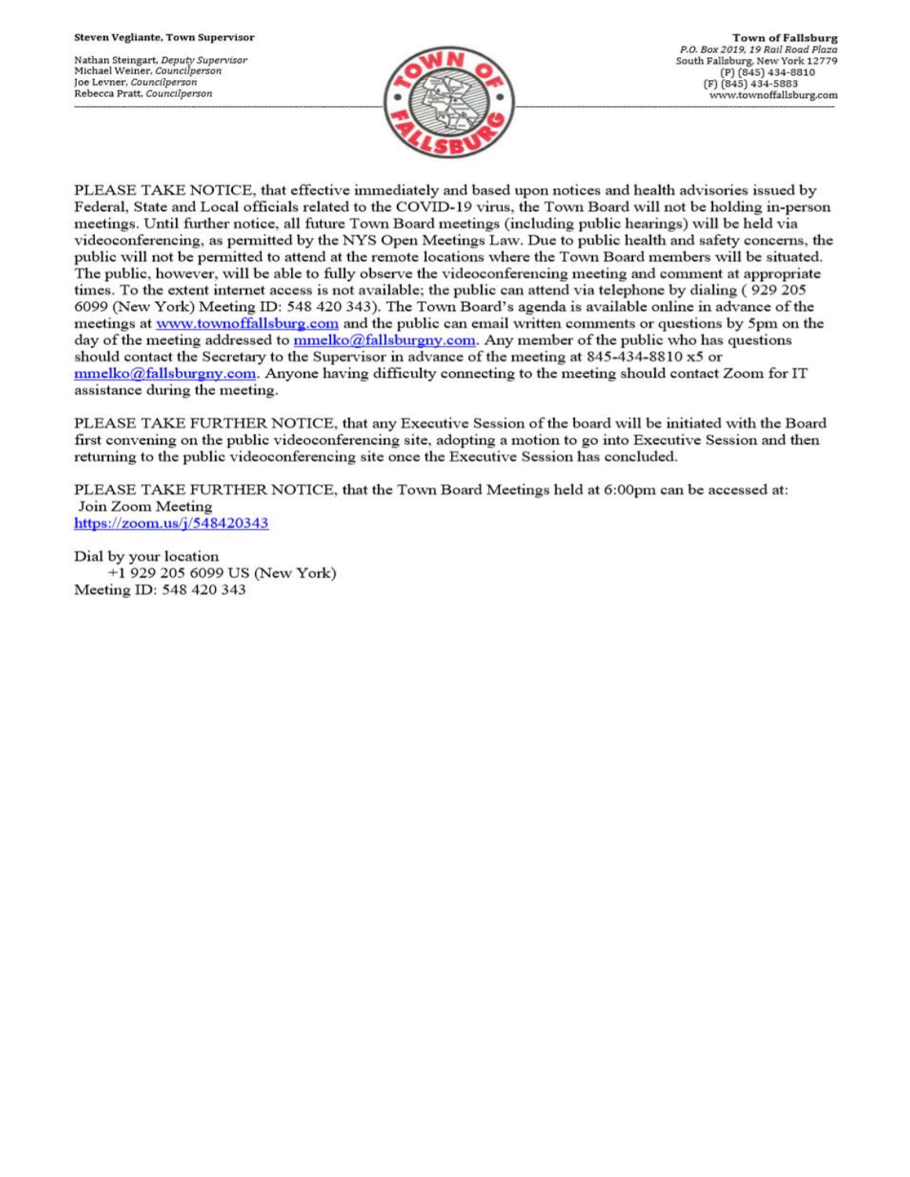**Steven Vegliante, Town Supervisor**

Nathan Steingart, *Deputy Supervisor*
Michael Weiner, *Councilperson*
Joe Levner, *Councilperson*
Rebecca Pratt, *Councilperson*

**Town of Fallsburg**
*P.O. Box 2019, 19 Rail Road Plaza*
South Fallsburg, New York 12779
(P) (845) 434-8810
(F) (845) 434-5883
www.townoffallsburg.com

---

PLEASE TAKE NOTICE, that effective immediately and based upon notices and health advisories issued by Federal, State and Local officials related to the COVID-19 virus, the Town Board will not be holding in-person meetings. Until further notice, all future Town Board meetings (including public hearings) will be held via videoconferencing, as permitted by the NYS Open Meetings Law. Due to public health and safety concerns, the public will not be permitted to attend at the remote locations where the Town Board members will be situated. The public, however, will be able to fully observe the videoconferencing meeting and comment at appropriate times. To the extent internet access is not available; the public can attend via telephone by dialing ( 929 205 6099 (New York) Meeting ID: 548 420 343). The Town Board's agenda is available online in advance of the meetings at www.townoffallsburg.com and the public can email written comments or questions by 5pm on the day of the meeting addressed to mmelko@fallsburgny.com. Any member of the public who has questions should contact the Secretary to the Supervisor in advance of the meeting at 845-434-8810 x5 or mmelko@fallsburgny.com. Anyone having difficulty connecting to the meeting should contact Zoom for IT assistance during the meeting.

PLEASE TAKE FURTHER NOTICE, that any Executive Session of the board will be initiated with the Board first convening on the public videoconferencing site, adopting a motion to go into Executive Session and then returning to the public videoconferencing site once the Executive Session has concluded.

PLEASE TAKE FURTHER NOTICE, that the Town Board Meetings held at 6:00pm can be accessed at:
Join Zoom Meeting
https://zoom.us/j/548420343

Dial by your location
+1 929 205 6099 US (New York)
Meeting ID: 548 420 343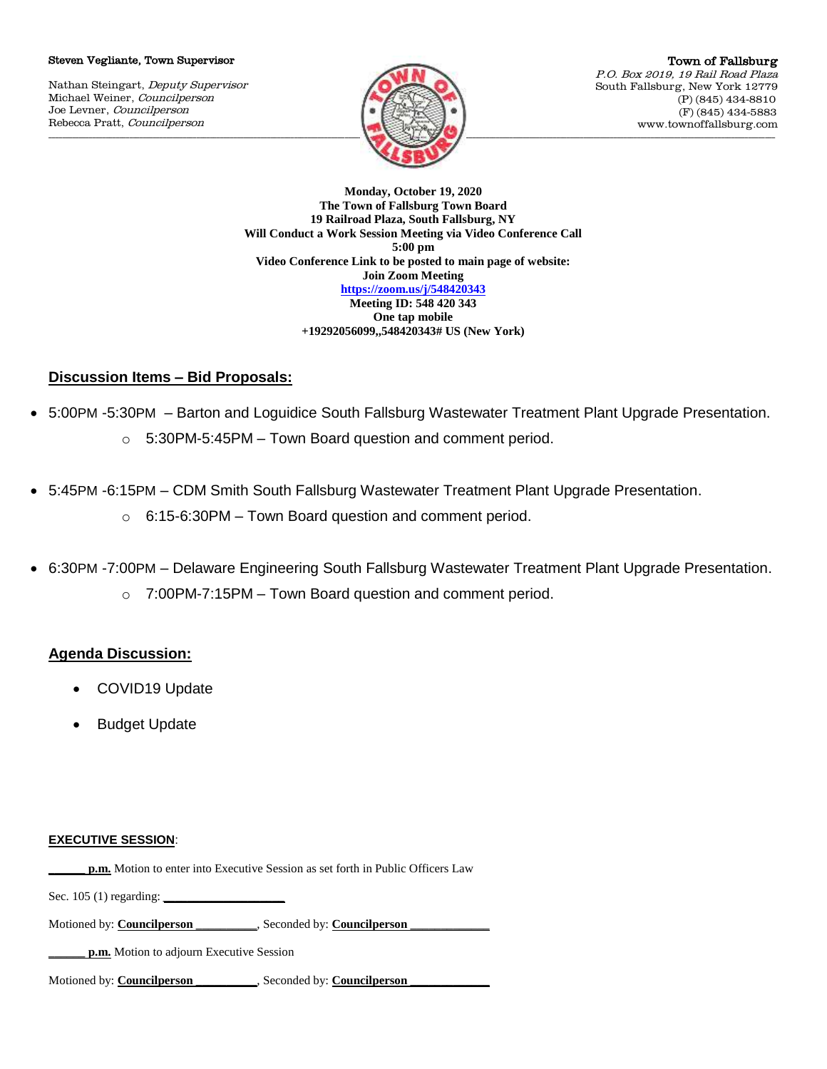Steven Vegliante, Town Supervisor

Nathan Steingart, *Deputy Supervisor*
Michael Weiner, *Councilperson*
Joe Levner, *Councilperson*
Rebecca Pratt, *Councilperson*

Town of Fallsburg
*P.O. Box 2019, 19 Rail Road Plaza*
South Fallsburg, New York 12779
(P) (845) 434-8810
(F) (845) 434-5883
www.townoffallsburg.com

**Monday, October 19, 2020**
**The Town of Fallsburg Town Board**
**19 Railroad Plaza, South Fallsburg, NY**
**Will Conduct a Work Session Meeting via Video Conference Call**
**5:00 pm**
**Video Conference Link to be posted to main page of website:**
**Join Zoom Meeting**
**https://zoom.us/j/548420343**
**Meeting ID: 548 420 343**
**One tap mobile**
**+19292056099,,548420343# US (New York)**

## Discussion Items – Bid Proposals:

- 5:00PM -5:30PM – Barton and Loguidice South Fallsburg Wastewater Treatment Plant Upgrade Presentation.
  - 5:30PM-5:45PM – Town Board question and comment period.
- 5:45PM -6:15PM – CDM Smith South Fallsburg Wastewater Treatment Plant Upgrade Presentation.
  - 6:15-6:30PM – Town Board question and comment period.
- 6:30PM -7:00PM – Delaware Engineering South Fallsburg Wastewater Treatment Plant Upgrade Presentation.
  - 7:00PM-7:15PM – Town Board question and comment period.

## Agenda Discussion:

- COVID19 Update
- Budget Update

**EXECUTIVE SESSION**:

**______ p.m.** Motion to enter into Executive Session as set forth in Public Officers Law

Sec. 105 (1) regarding: __________________

Motioned by: **Councilperson __________**, Seconded by: **Councilperson _____________**

**______ p.m.** Motion to adjourn Executive Session

Motioned by: **Councilperson __________**, Seconded by: **Councilperson _____________**